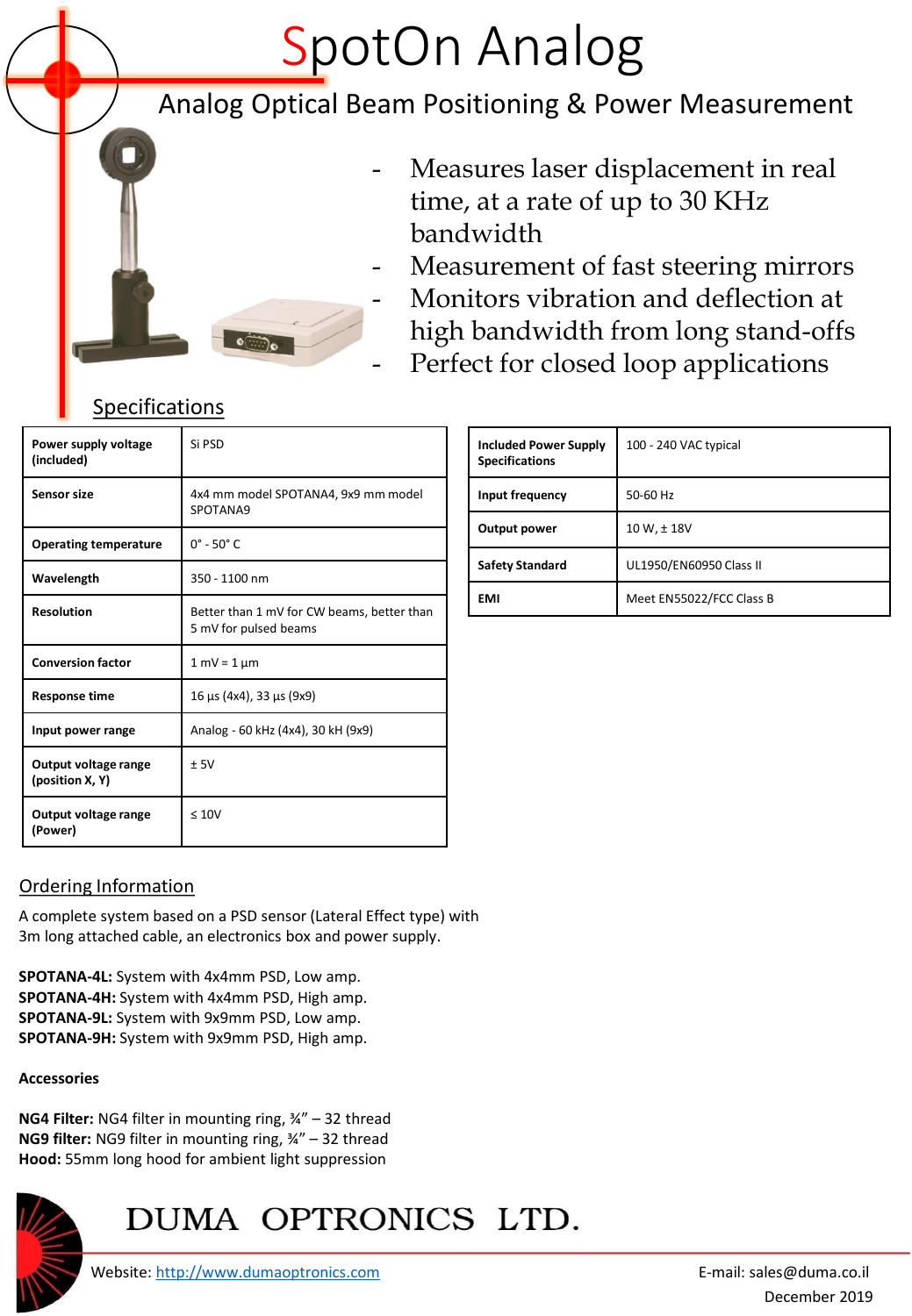# SpotOn Analog

## Analog Optical Beam Positioning & Power Measurement

- Measures laser displacement in real time, at a rate of up to 30 KHz bandwidth
- Measurement of fast steering mirrors
- Monitors vibration and deflection at high bandwidth from long stand-offs
- Perfect for closed loop applications

## Specifications

| | |
|---|---|
| **Power supply voltage (included)** | Si PSD |
| **Sensor size** | 4x4 mm model SPOTANA4, 9x9 mm model SPOTANA9 |
| **Operating temperature** | 0° - 50° C |
| **Wavelength** | 350 - 1100 nm |
| **Resolution** | Better than 1 mV for CW beams, better than 5 mV for pulsed beams |
| **Conversion factor** | 1 mV = 1 µm |
| **Response time** | 16 µs (4x4), 33 µs (9x9) |
| **Input power range** | Analog - 60 kHz (4x4), 30 kH (9x9) |
| **Output voltage range (position X, Y)** | ± 5V |
| **Output voltage range (Power)** | ≤ 10V |

| | |
|---|---|
| **Included Power Supply Specifications** | 100 - 240 VAC typical |
| **Input frequency** | 50-60 Hz |
| **Output power** | 10 W, ± 18V |
| **Safety Standard** | UL1950/EN60950 Class II |
| **EMI** | Meet EN55022/FCC Class B |

## Ordering Information

A complete system based on a PSD sensor (Lateral Effect type) with 3m long attached cable, an electronics box and power supply.

**SPOTANA-4L:** System with 4x4mm PSD, Low amp.
**SPOTANA-4H:** System with 4x4mm PSD, High amp.
**SPOTANA-9L:** System with 9x9mm PSD, Low amp.
**SPOTANA-9H:** System with 9x9mm PSD, High amp.

**Accessories**

**NG4 Filter:** NG4 filter in mounting ring, ¾" – 32 thread
**NG9 filter:** NG9 filter in mounting ring, ¾" – 32 thread
**Hood:** 55mm long hood for ambient light suppression

DUMA OPTRONICS LTD.

Website: http://www.dumaoptronics.com E-mail: sales@duma.co.il

December 2019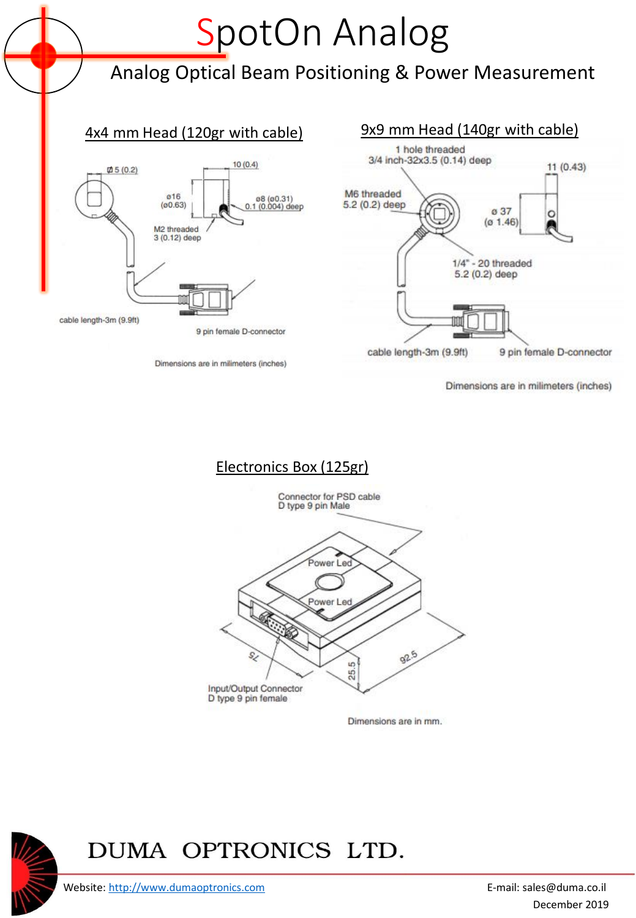# SpotOn Analog

## Analog Optical Beam Positioning & Power Measurement

### 4x4 mm Head (120gr with cable)

Ø 5 (0.2)

10 (0.4)

ø16 (ø0.63)

ø8 (ø0.31)

0.1 (0.004) deep

M2 threaded 3 (0.12) deep

cable length-3m (9.9ft)

9 pin female D-connector

Dimensions are in milimeters (inches)

### 9x9 mm Head (140gr with cable)

1 hole threaded 3/4 inch-32x3.5 (0.14) deep

11 (0.43)

M6 threaded 5.2 (0.2) deep

ø 37 (ø 1.46)

1/4" - 20 threaded 5.2 (0.2) deep

cable length-3m (9.9ft)

9 pin female D-connector

Dimensions are in milimeters (inches)

### Electronics Box (125gr)

Connector for PSD cable D type 9 pin Male

Power Led

Power Led

75

92.5

25.5

Input/Output Connector D type 9 pin female

Dimensions are in mm.

DUMA OPTRONICS LTD.

Website: http://www.dumaoptronics.com

E-mail: sales@duma.co.il

December 2019